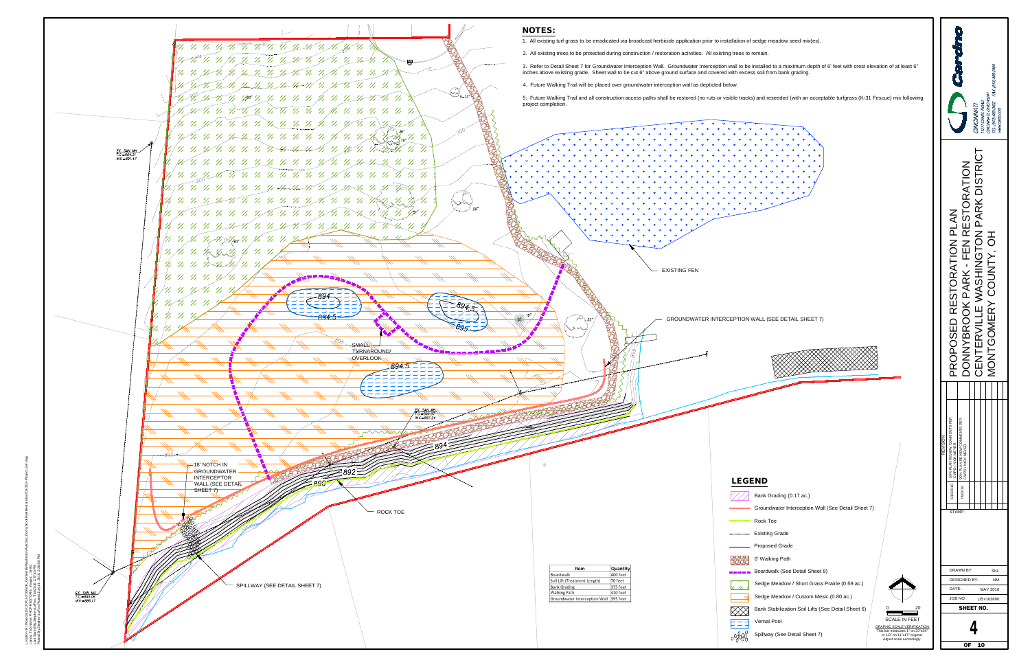## NOTES:

1. All existing turf grass to be erradicated via broadcast herbicide application prior to installation of sedge meadow seed mix(es).
2. All existing trees to be protected during construction / restoration activities. All existing trees to remain.
3. Refer to Detail Sheet 7 for Groundwater Interception Wall. Groundwater Interception wall to be installed to a maximum depth of 6' feet with crest elevation of at least 6" inches above existing grade. Sheet wall to be cut 6" above ground surface and covered with excess soil from bank grading.
4. Future Walking Trail will be placed over groundwater interception wall as depticted below.
5: Future Walking Trail and all construction access paths shall be restored (no ruts or visible tracks) and reseeded (with an acceptable turfgrass (K-31 Fescue) mix following project completion.

EXISTING FEN

GROUNDWATER INTERCEPTION WALL (SEE DETAIL SHEET 7)

SMALL TURNAROUND/ OVERLOOK

18' NOTCH IN GROUNDWATER INTERCEPTOR WALL (SEE DETAIL SHEET 7)

ROCK TOE

SPILLWAY (SEE DETAIL SHEET 7)

EX. SAN MH T.C.=904.21 INV.=891.47

EX. SAN MH T.C.=895.06 INV.=886.17

EX. SAN MH

| Item | Quantity |
|---|---|
| Boardwalk | 400 feet |
| Soil Lift (Treatment Length) | 70 feet |
| Bank Grading | 375 feet |
| Walking Path | 410 feet |
| Groundwater Interception Wall | 395 feet |

## LEGEND

- Bank Grading (0.17 ac.)
- Groundwater Interception Wall (See Detail Sheet 7)
- Rock Toe
- Existing Grade
- Proposed Grade
- 6' Walking Path
- Boardwalk (See Detail Sheet 8)
- Sedge Meadow / Short Grass Prairie (0.59 ac.)
- Sedge Meadow / Custom Mesic (0.80 ac.)
- Bank Stabilization Soil Lifts (See Detail Sheet 6)
- Vernal Pool
- Spillway (See Detail Sheet 7)

0 20
SCALE IN FEET

GRAPHIC SCALE VERIFICATION
This bar measures 1" on 22"x34" or 1/2" on 11"x17" original. Adjust scale accordingly.

**Cardno**
CINCINNATI
11121 CANAL ROAD
CINCINNATI, OH 45241
TEL (513) 489-2402 FAX (513) 489-2404
www.cardno.com

PROPOSED RESTORATION PLAN
DONNYBROOK PARK - FEN RESTORATION
CENTERVILLE WASHINGTON PARK DISTRICT
MONTGOMERY COUNTY, OH

| REVISION | |
|---|---|
| 6/14/2016 | 50% PLAN REVIEW COMMENTS PER CWPD / NICK MEYER |
| 7/8/2016 | 90% PLAN REVIEW COMMENTS PER CWPD / NICK MEYER |

STAMP:

| | |
|---|---|
| DRAWN BY: | SKL |
| DESIGNED BY: | NM |
| DATE: | MAY 2016 |
| JOB NO: | j15x103800 |

SHEET NO.
4
OF 10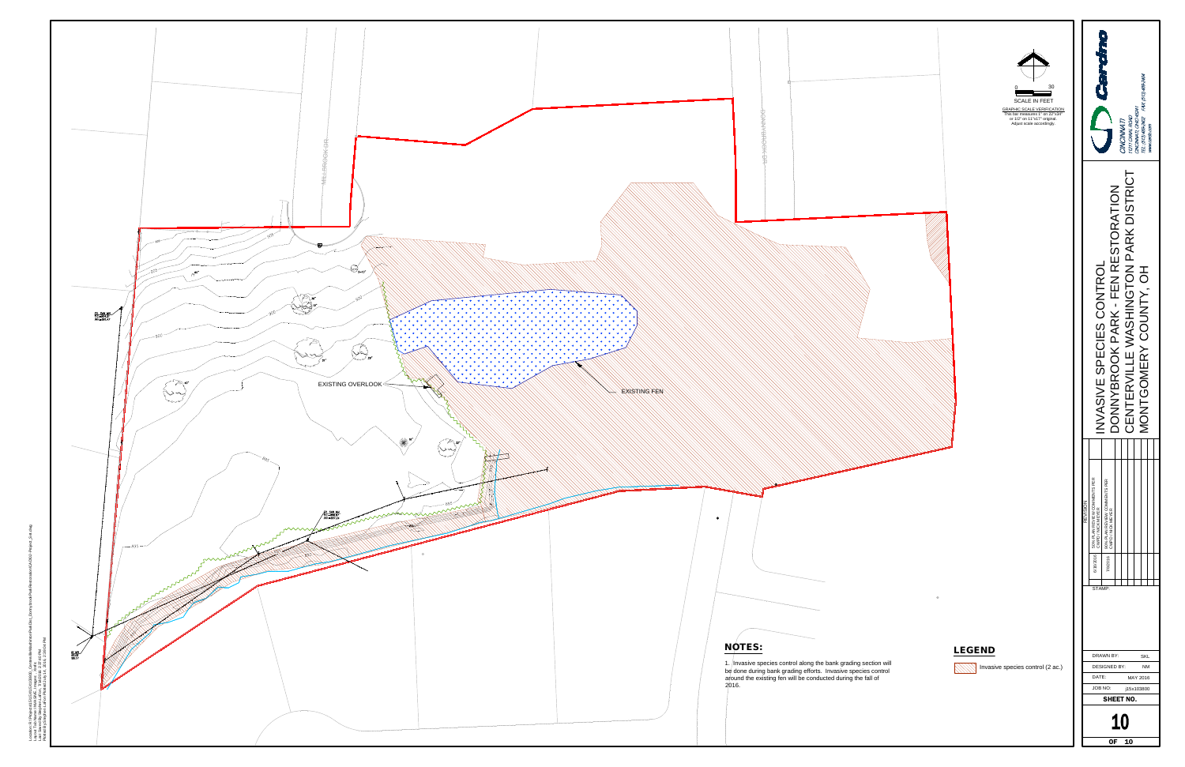INVASIVE SPECIES CONTROL
DONNYBROOK PARK - FEN RESTORATION
CENTERVILLE WASHINGTON PARK DISTRICT
MONTGOMERY COUNTY, OH

EXISTING OVERLOOK

EXISTING FEN

MILLBROOK DR

0 30
SCALE IN FEET

GRAPHIC SCALE VERIFICATION
This bar measures 1" on 22"x34" or 1/2" on 11"x17" original. Adjust scale accordingly.

## NOTES:

1. Invasive species control along the bank grading section will be done during bank grading efforts. Invasive species control around the existing fen will be conducted during the fall of 2016.

## LEGEND

Invasive species control (2 ac.)

| | REVISION |
|---|---|
| 6/30/2016 | 50% PLAN REVIEW COMMENTS PER CWPD / NICK MEYER |
| 7/6/2016 | 50% PLAN REVIEW COMMENTS PER CWPD / NICK MEYER |

STAMP:

| | |
|---|---|
| DRAWN BY: | SKL |
| DESIGNED BY: | NM |
| DATE: | MAY 2016 |
| JOB NO: | J15x103800 |

SHEET NO.

10

OF 10

Cardno
CINCINNATI
11121 CANAL ROAD
CINCINNATI, OHIO 45241
TEL (513) 489-2402 FAX (513) 489-2404
www.cardno.com